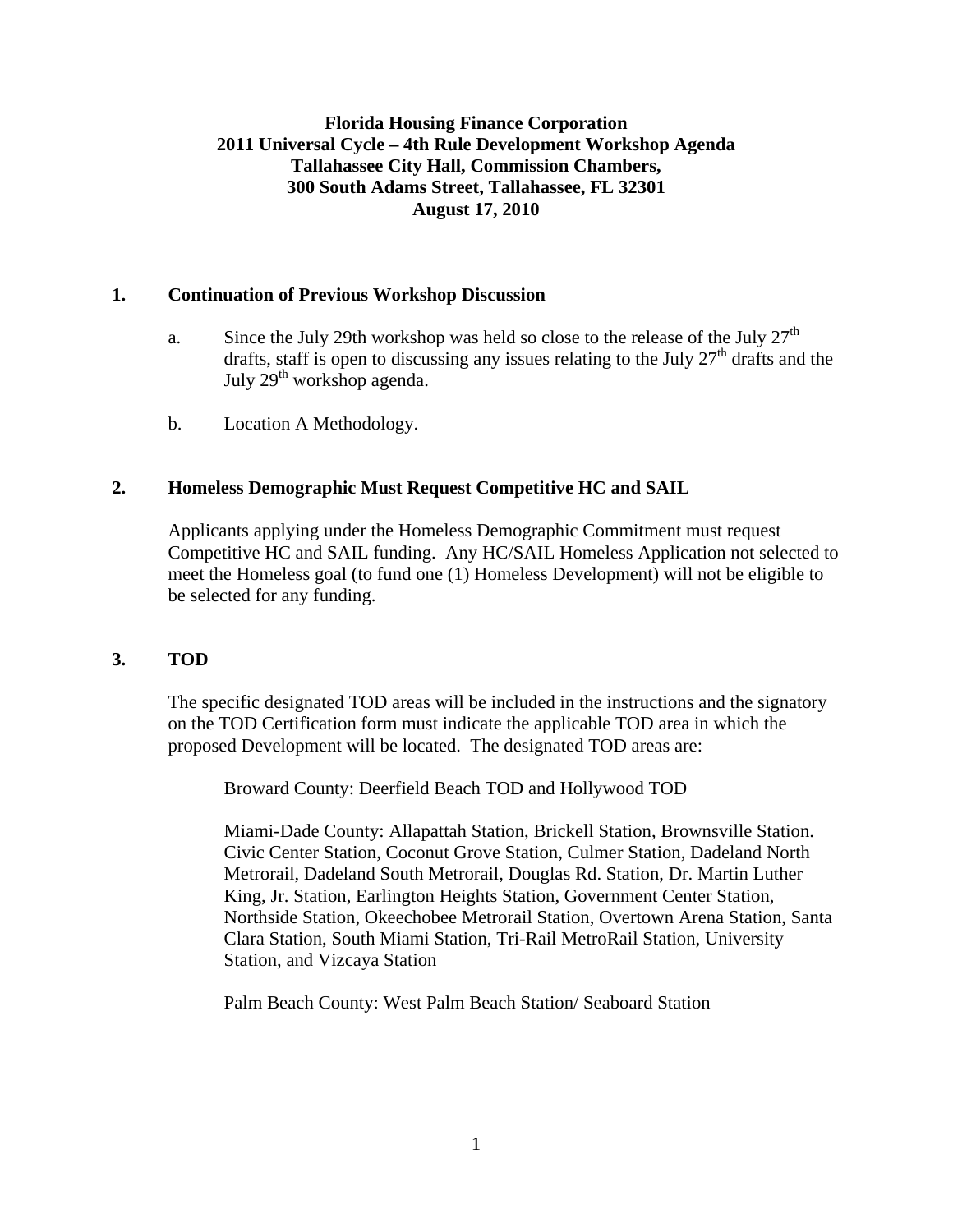**Florida Housing Finance Corporation**
**2011 Universal Cycle – 4th Rule Development Workshop Agenda**
**Tallahassee City Hall, Commission Chambers,**
**300 South Adams Street, Tallahassee, FL 32301**
**August 17, 2010**

## 1. Continuation of Previous Workshop Discussion

a. Since the July 29th workshop was held so close to the release of the July 27th drafts, staff is open to discussing any issues relating to the July 27th drafts and the July 29th workshop agenda.

b. Location A Methodology.

## 2. Homeless Demographic Must Request Competitive HC and SAIL

Applicants applying under the Homeless Demographic Commitment must request Competitive HC and SAIL funding. Any HC/SAIL Homeless Application not selected to meet the Homeless goal (to fund one (1) Homeless Development) will not be eligible to be selected for any funding.

## 3. TOD

The specific designated TOD areas will be included in the instructions and the signatory on the TOD Certification form must indicate the applicable TOD area in which the proposed Development will be located. The designated TOD areas are:

Broward County: Deerfield Beach TOD and Hollywood TOD

Miami-Dade County: Allapattah Station, Brickell Station, Brownsville Station. Civic Center Station, Coconut Grove Station, Culmer Station, Dadeland North Metrorail, Dadeland South Metrorail, Douglas Rd. Station, Dr. Martin Luther King, Jr. Station, Earlington Heights Station, Government Center Station, Northside Station, Okeechobee Metrorail Station, Overtown Arena Station, Santa Clara Station, South Miami Station, Tri-Rail MetroRail Station, University Station, and Vizcaya Station

Palm Beach County: West Palm Beach Station/ Seaboard Station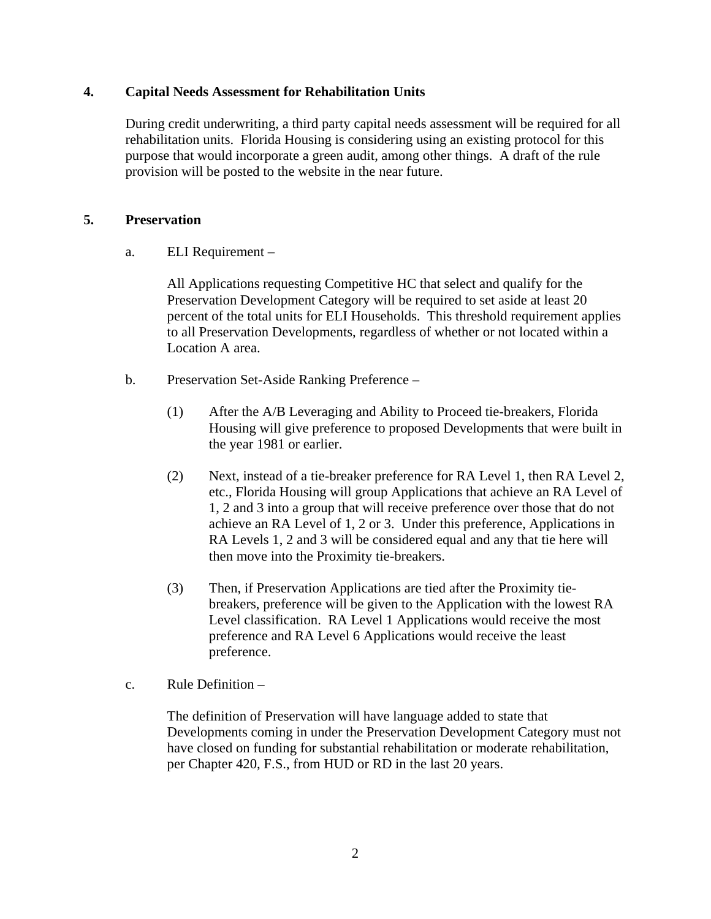**4. Capital Needs Assessment for Rehabilitation Units**

During credit underwriting, a third party capital needs assessment will be required for all rehabilitation units. Florida Housing is considering using an existing protocol for this purpose that would incorporate a green audit, among other things. A draft of the rule provision will be posted to the website in the near future.

**5. Preservation**

a. ELI Requirement –

All Applications requesting Competitive HC that select and qualify for the Preservation Development Category will be required to set aside at least 20 percent of the total units for ELI Households. This threshold requirement applies to all Preservation Developments, regardless of whether or not located within a Location A area.

b. Preservation Set-Aside Ranking Preference –

(1) After the A/B Leveraging and Ability to Proceed tie-breakers, Florida Housing will give preference to proposed Developments that were built in the year 1981 or earlier.

(2) Next, instead of a tie-breaker preference for RA Level 1, then RA Level 2, etc., Florida Housing will group Applications that achieve an RA Level of 1, 2 and 3 into a group that will receive preference over those that do not achieve an RA Level of 1, 2 or 3. Under this preference, Applications in RA Levels 1, 2 and 3 will be considered equal and any that tie here will then move into the Proximity tie-breakers.

(3) Then, if Preservation Applications are tied after the Proximity tie-breakers, preference will be given to the Application with the lowest RA Level classification. RA Level 1 Applications would receive the most preference and RA Level 6 Applications would receive the least preference.

c. Rule Definition –

The definition of Preservation will have language added to state that Developments coming in under the Preservation Development Category must not have closed on funding for substantial rehabilitation or moderate rehabilitation, per Chapter 420, F.S., from HUD or RD in the last 20 years.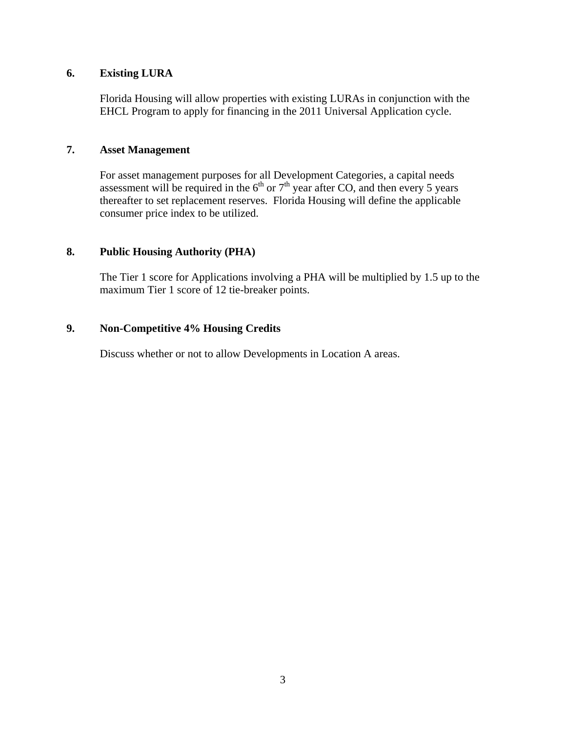**6. Existing LURA**

Florida Housing will allow properties with existing LURAs in conjunction with the EHCL Program to apply for financing in the 2011 Universal Application cycle.

**7. Asset Management**

For asset management purposes for all Development Categories, a capital needs assessment will be required in the 6th or 7th year after CO, and then every 5 years thereafter to set replacement reserves. Florida Housing will define the applicable consumer price index to be utilized.

**8. Public Housing Authority (PHA)**

The Tier 1 score for Applications involving a PHA will be multiplied by 1.5 up to the maximum Tier 1 score of 12 tie-breaker points.

**9. Non-Competitive 4% Housing Credits**

Discuss whether or not to allow Developments in Location A areas.